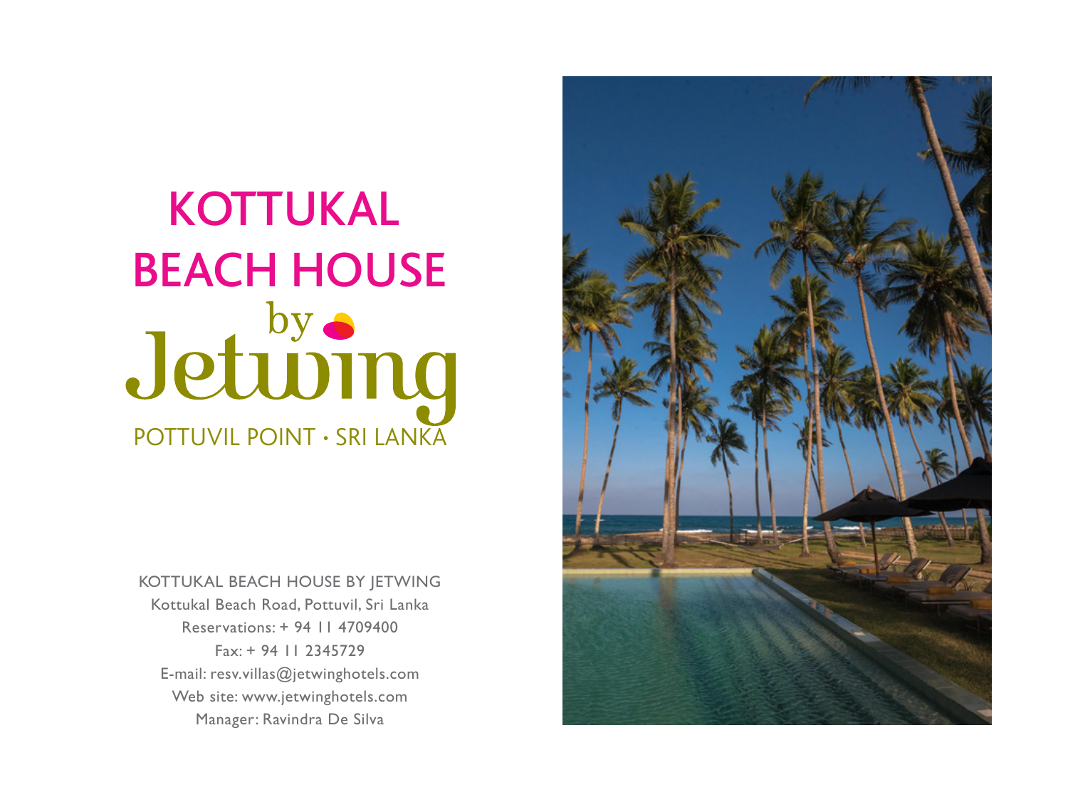# KOTTUKAL BEACH HOUSE

by Jetwing

POTTUVIL POINT • SRI LANKA

KOTTUKAL BEACH HOUSE BY JETWING
Kottukal Beach Road, Pottuvil, Sri Lanka
Reservations: + 94 11 4709400
Fax: + 94 11 2345729
E-mail: resv.villas@jetwinghotels.com
Web site: www.jetwinghotels.com
Manager: Ravindra De Silva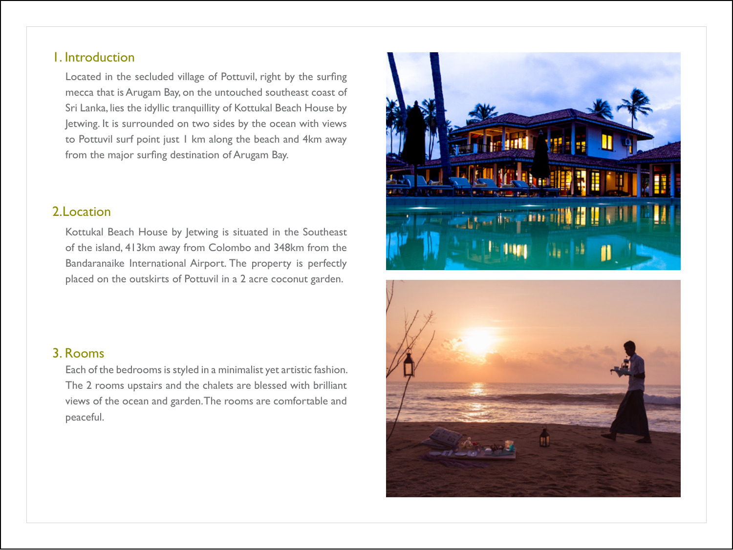## 1. Introduction

Located in the secluded village of Pottuvil, right by the surfing mecca that is Arugam Bay, on the untouched southeast coast of Sri Lanka, lies the idyllic tranquillity of Kottukal Beach House by Jetwing. It is surrounded on two sides by the ocean with views to Pottuvil surf point just 1 km along the beach and 4km away from the major surfing destination of Arugam Bay.

## 2.Location

Kottukal Beach House by Jetwing is situated in the Southeast of the island, 413km away from Colombo and 348km from the Bandaranaike International Airport. The property is perfectly placed on the outskirts of Pottuvil in a 2 acre coconut garden.

## 3. Rooms

Each of the bedrooms is styled in a minimalist yet artistic fashion. The 2 rooms upstairs and the chalets are blessed with brilliant views of the ocean and garden. The rooms are comfortable and peaceful.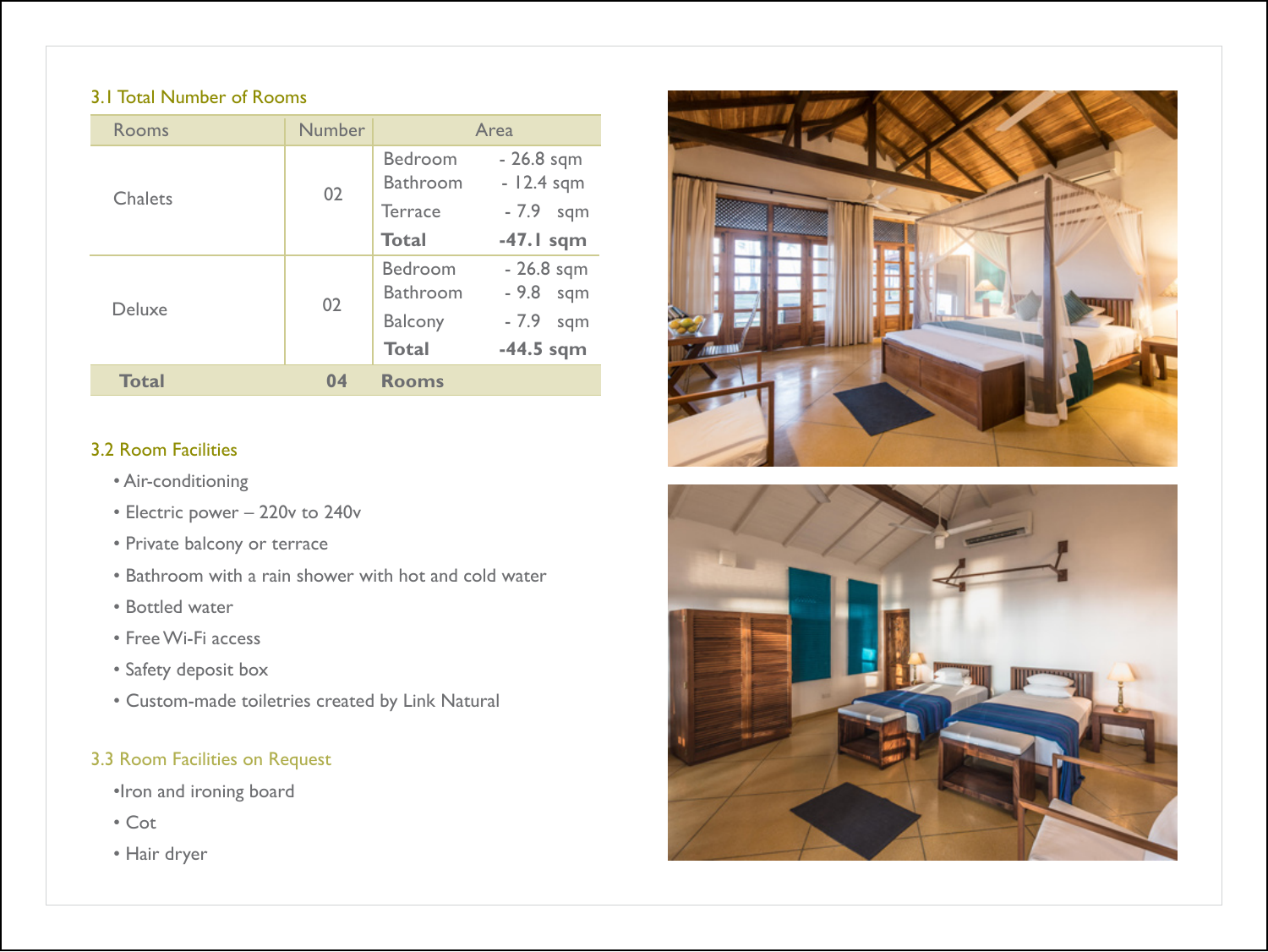### 3.1 Total Number of Rooms

| Rooms | Number | Area | |
|---|---|---|---|
| Chalets | 02 | Bedroom | - 26.8 sqm |
| | | Bathroom | - 12.4 sqm |
| | | Terrace | - 7.9 sqm |
| | | **Total** | **-47.1 sqm** |
| Deluxe | 02 | Bedroom | - 26.8 sqm |
| | | Bathroom | - 9.8 sqm |
| | | Balcony | - 7.9 sqm |
| | | **Total** | **-44.5 sqm** |
| **Total** | **04** | **Rooms** | |

### 3.2 Room Facilities

- Air-conditioning
- Electric power – 220v to 240v
- Private balcony or terrace
- Bathroom with a rain shower with hot and cold water
- Bottled water
- Free Wi-Fi access
- Safety deposit box
- Custom-made toiletries created by Link Natural

### 3.3 Room Facilities on Request

- Iron and ironing board
- Cot
- Hair dryer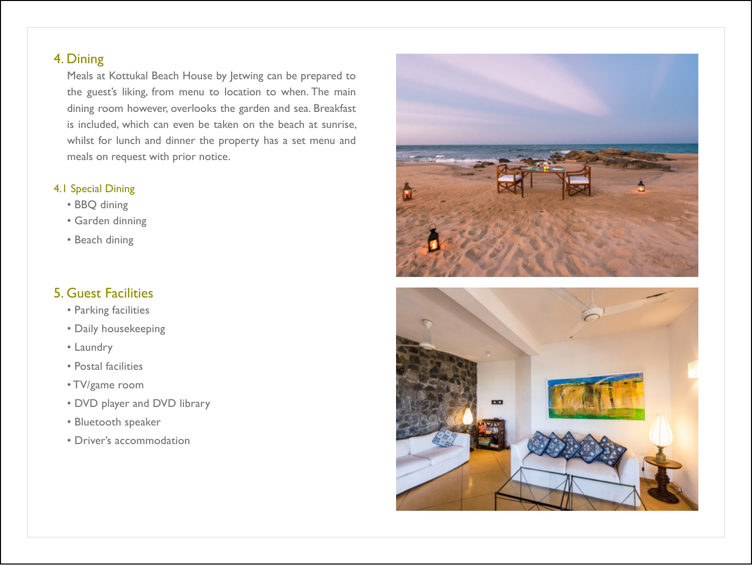## 4. Dining

Meals at Kottukal Beach House by Jetwing can be prepared to the guest's liking, from menu to location to when. The main dining room however, overlooks the garden and sea. Breakfast is included, which can even be taken on the beach at sunrise, whilst for lunch and dinner the property has a set menu and meals on request with prior notice.

### 4.1 Special Dining

- BBQ dining
- Garden dinning
- Beach dining

## 5. Guest Facilities

- Parking facilities
- Daily housekeeping
- Laundry
- Postal facilities
- TV/game room
- DVD player and DVD library
- Bluetooth speaker
- Driver's accommodation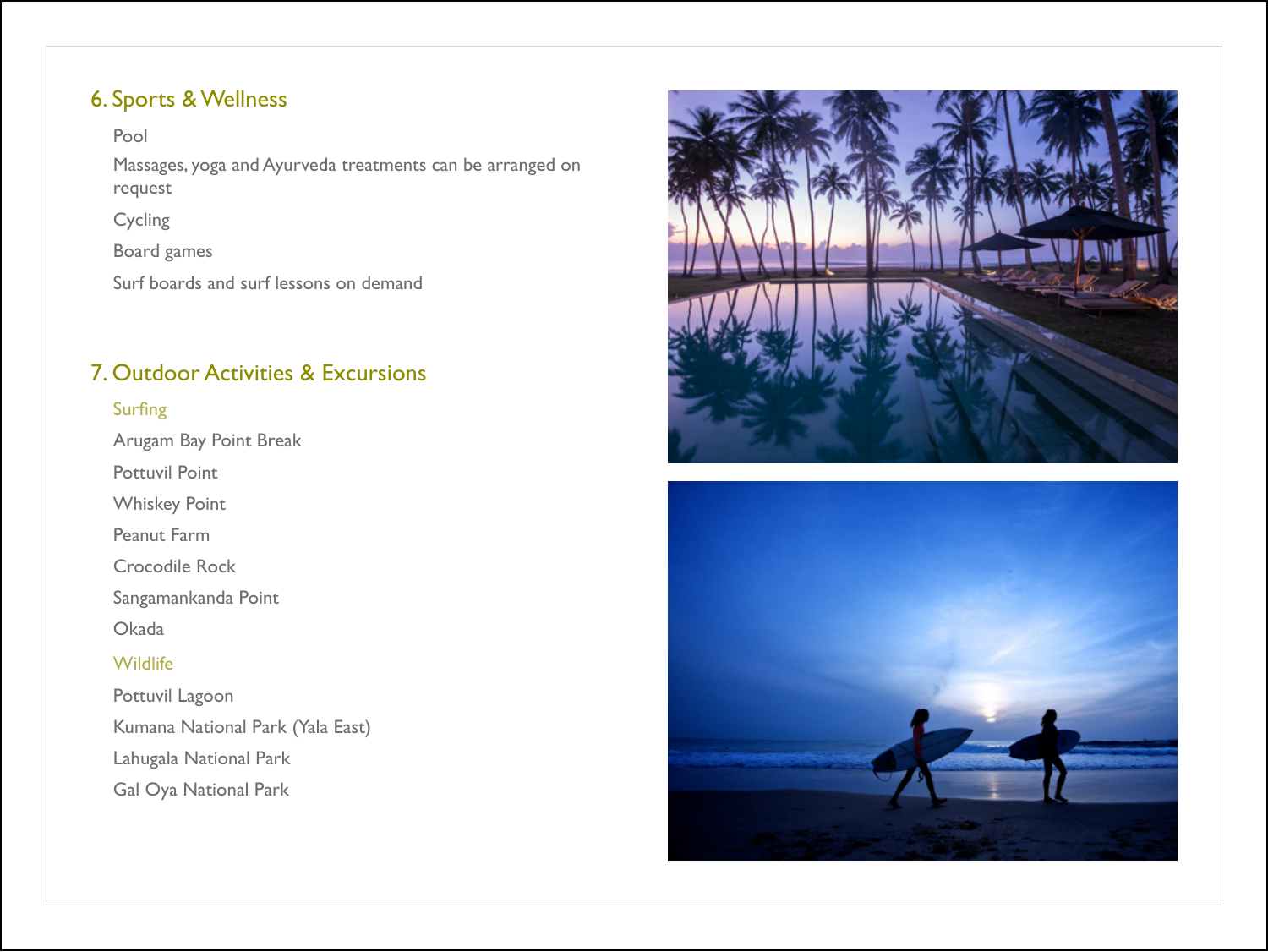## 6. Sports & Wellness

Pool

Massages, yoga and Ayurveda treatments can be arranged on request

Cycling

Board games

Surf boards and surf lessons on demand

## 7. Outdoor Activities & Excursions

### Surfing

Arugam Bay Point Break

Pottuvil Point

Whiskey Point

Peanut Farm

Crocodile Rock

Sangamankanda Point

Okada

### Wildlife

Pottuvil Lagoon

Kumana National Park (Yala East)

Lahugala National Park

Gal Oya National Park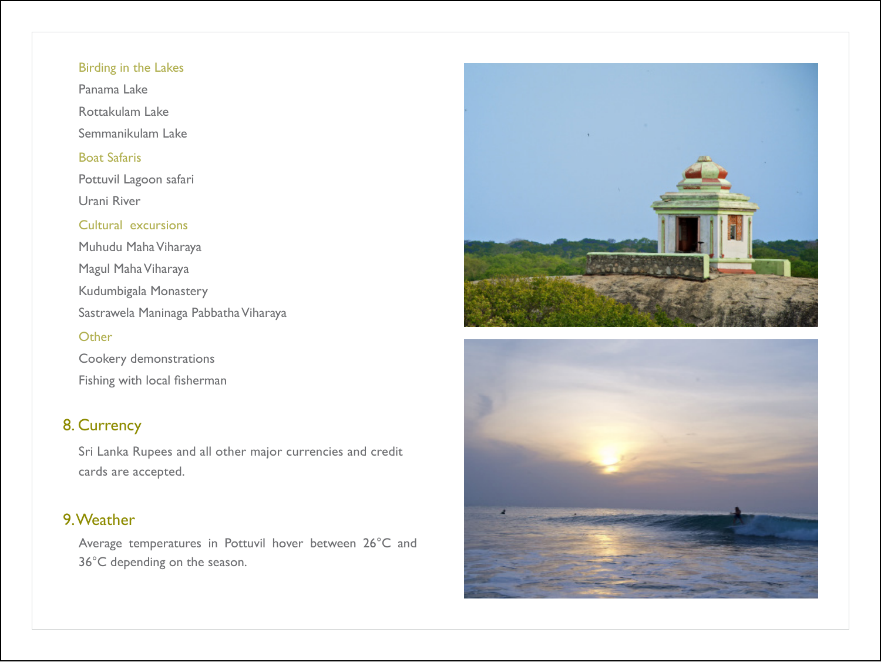### Birding in the Lakes

Panama Lake

Rottakulam Lake

Semmanikulam Lake

### Boat Safaris

Pottuvil Lagoon safari

Urani River

### Cultural excursions

Muhudu Maha Viharaya

Magul Maha Viharaya

Kudumbigala Monastery

Sastrawela Maninaga Pabbatha Viharaya

### Other

Cookery demonstrations

Fishing with local fisherman

## 8. Currency

Sri Lanka Rupees and all other major currencies and credit cards are accepted.

## 9. Weather

Average temperatures in Pottuvil hover between 26°C and 36°C depending on the season.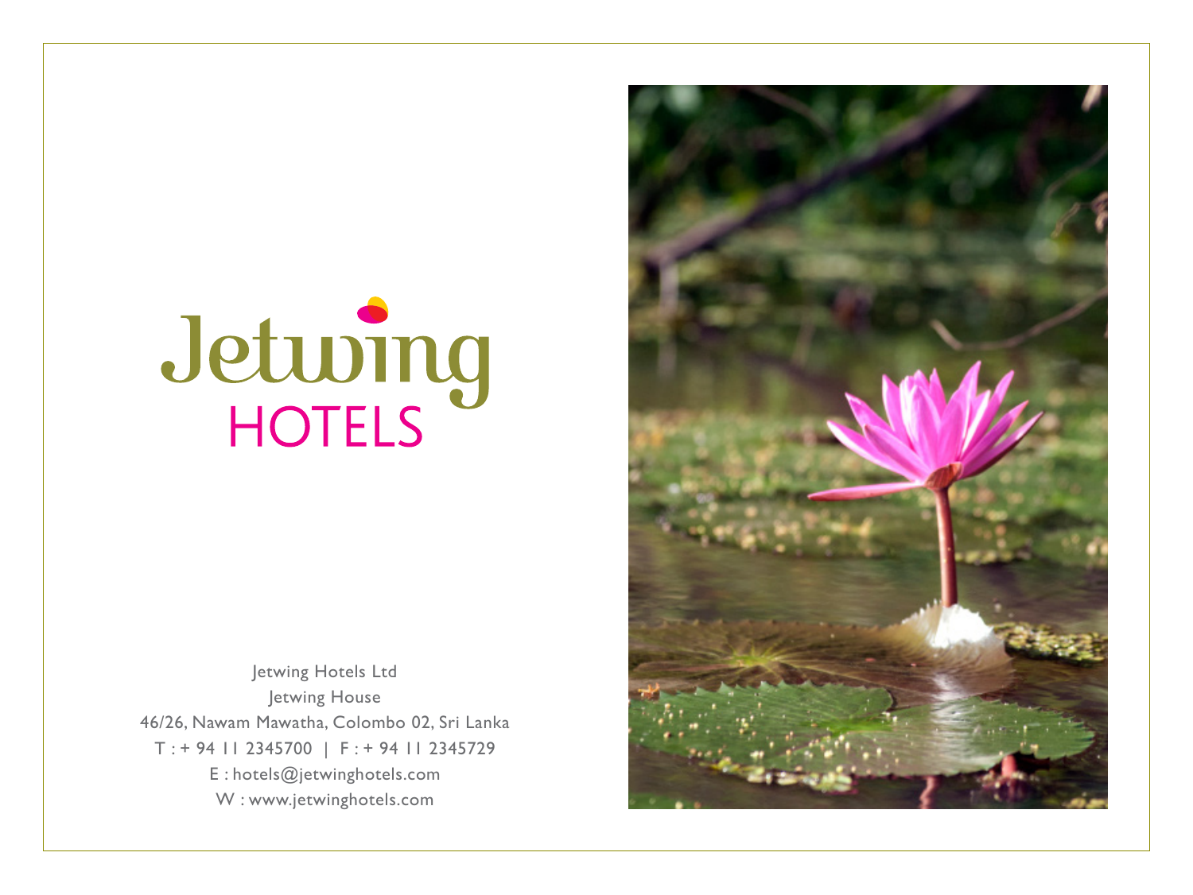Jetwing
HOTELS

Jetwing Hotels Ltd
Jetwing House
46/26, Nawam Mawatha, Colombo 02, Sri Lanka
T : + 94 11 2345700 | F : + 94 11 2345729
E : hotels@jetwinghotels.com
W : www.jetwinghotels.com